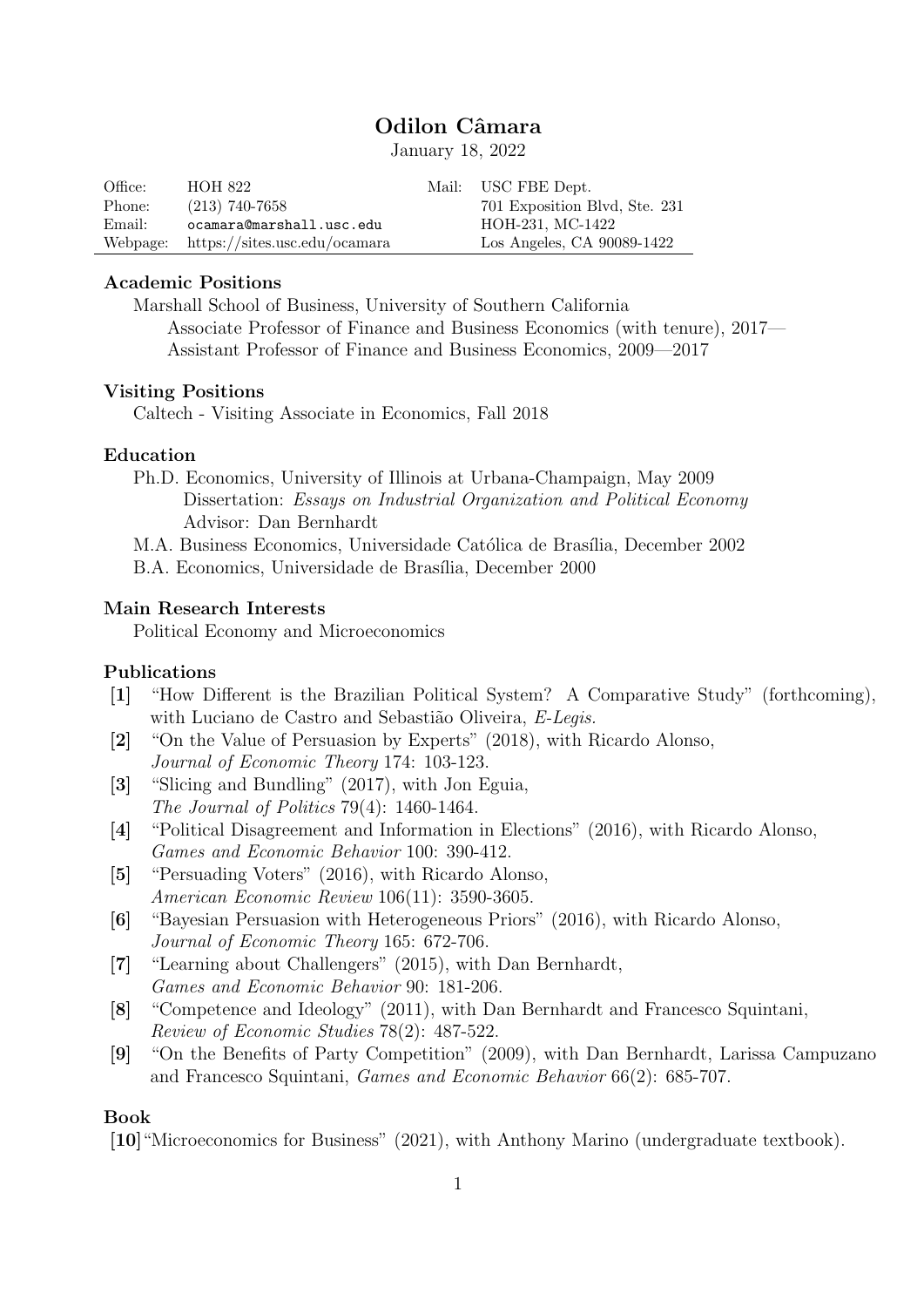# Odilon Câmara

January 18, 2022

| | | | |
|---|---|---|---|
| Office: | HOH 822 | Mail: | USC FBE Dept. |
| Phone: | (213) 740-7658 | | 701 Exposition Blvd, Ste. 231 |
| Email: | ocamara@marshall.usc.edu | | HOH-231, MC-1422 |
| Webpage: | https://sites.usc.edu/ocamara | | Los Angeles, CA 90089-1422 |

### Academic Positions

Marshall School of Business, University of Southern California
- Associate Professor of Finance and Business Economics (with tenure), 2017—
- Assistant Professor of Finance and Business Economics, 2009—2017

### Visiting Positions

Caltech - Visiting Associate in Economics, Fall 2018

### Education

Ph.D. Economics, University of Illinois at Urbana-Champaign, May 2009
- Dissertation: *Essays on Industrial Organization and Political Economy*
- Advisor: Dan Bernhardt

M.A. Business Economics, Universidade Católica de Brasília, December 2002

B.A. Economics, Universidade de Brasília, December 2000

### Main Research Interests

Political Economy and Microeconomics

### Publications

**[1]** "How Different is the Brazilian Political System? A Comparative Study" (forthcoming), with Luciano de Castro and Sebastião Oliveira, *E-Legis*.

**[2]** "On the Value of Persuasion by Experts" (2018), with Ricardo Alonso, *Journal of Economic Theory* 174: 103-123.

**[3]** "Slicing and Bundling" (2017), with Jon Eguia, *The Journal of Politics* 79(4): 1460-1464.

**[4]** "Political Disagreement and Information in Elections" (2016), with Ricardo Alonso, *Games and Economic Behavior* 100: 390-412.

**[5]** "Persuading Voters" (2016), with Ricardo Alonso, *American Economic Review* 106(11): 3590-3605.

**[6]** "Bayesian Persuasion with Heterogeneous Priors" (2016), with Ricardo Alonso, *Journal of Economic Theory* 165: 672-706.

**[7]** "Learning about Challengers" (2015), with Dan Bernhardt, *Games and Economic Behavior* 90: 181-206.

**[8]** "Competence and Ideology" (2011), with Dan Bernhardt and Francesco Squintani, *Review of Economic Studies* 78(2): 487-522.

**[9]** "On the Benefits of Party Competition" (2009), with Dan Bernhardt, Larissa Campuzano and Francesco Squintani, *Games and Economic Behavior* 66(2): 685-707.

### Book

**[10]** "Microeconomics for Business" (2021), with Anthony Marino (undergraduate textbook).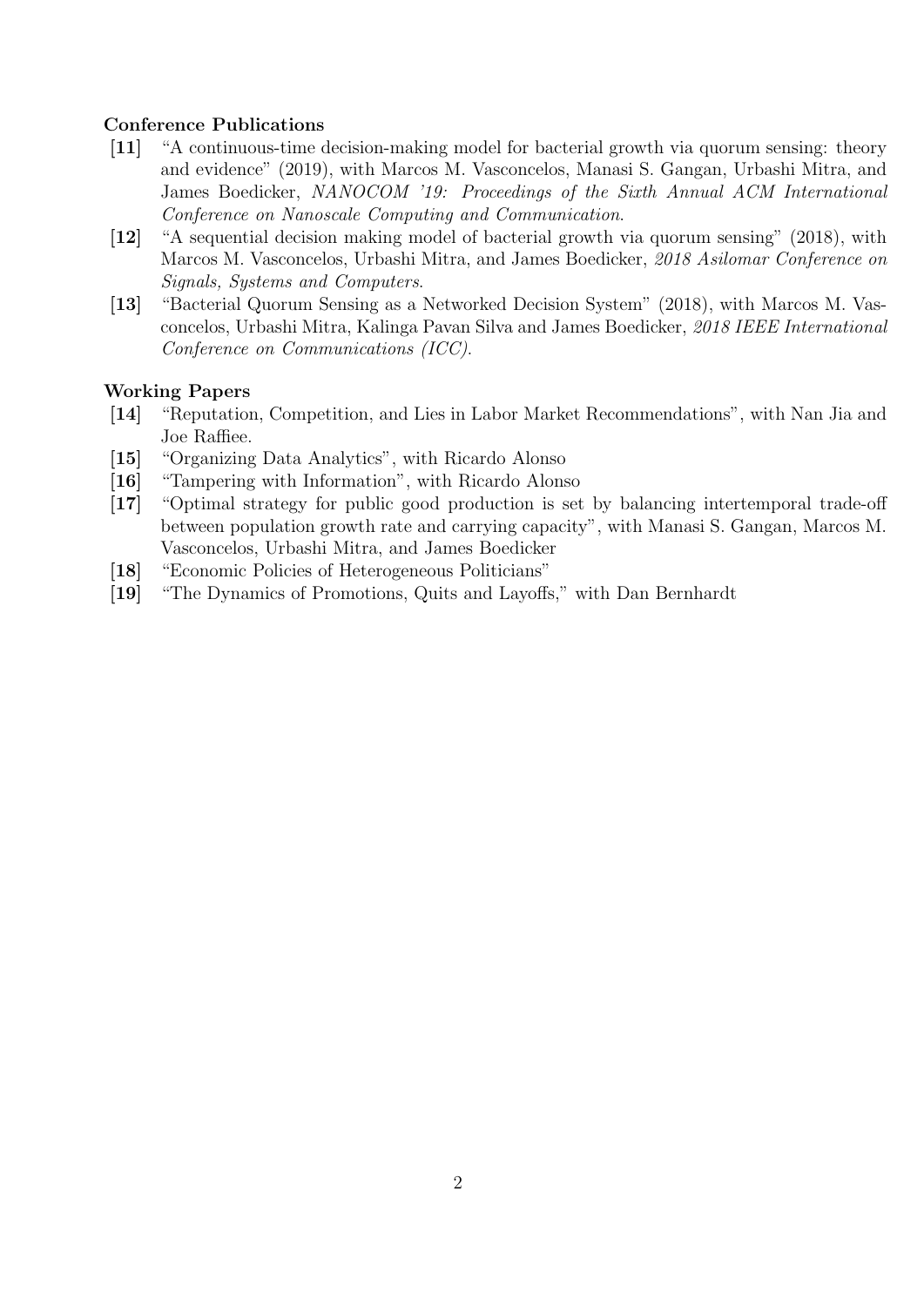### Conference Publications

- **[11]** "A continuous-time decision-making model for bacterial growth via quorum sensing: theory and evidence" (2019), with Marcos M. Vasconcelos, Manasi S. Gangan, Urbashi Mitra, and James Boedicker, *NANOCOM '19: Proceedings of the Sixth Annual ACM International Conference on Nanoscale Computing and Communication*.
- **[12]** "A sequential decision making model of bacterial growth via quorum sensing" (2018), with Marcos M. Vasconcelos, Urbashi Mitra, and James Boedicker, *2018 Asilomar Conference on Signals, Systems and Computers*.
- **[13]** "Bacterial Quorum Sensing as a Networked Decision System" (2018), with Marcos M. Vasconcelos, Urbashi Mitra, Kalinga Pavan Silva and James Boedicker, *2018 IEEE International Conference on Communications (ICC)*.

### Working Papers

- **[14]** "Reputation, Competition, and Lies in Labor Market Recommendations", with Nan Jia and Joe Raffiee.
- **[15]** "Organizing Data Analytics", with Ricardo Alonso
- **[16]** "Tampering with Information", with Ricardo Alonso
- **[17]** "Optimal strategy for public good production is set by balancing intertemporal trade-off between population growth rate and carrying capacity", with Manasi S. Gangan, Marcos M. Vasconcelos, Urbashi Mitra, and James Boedicker
- **[18]** "Economic Policies of Heterogeneous Politicians"
- **[19]** "The Dynamics of Promotions, Quits and Layoffs," with Dan Bernhardt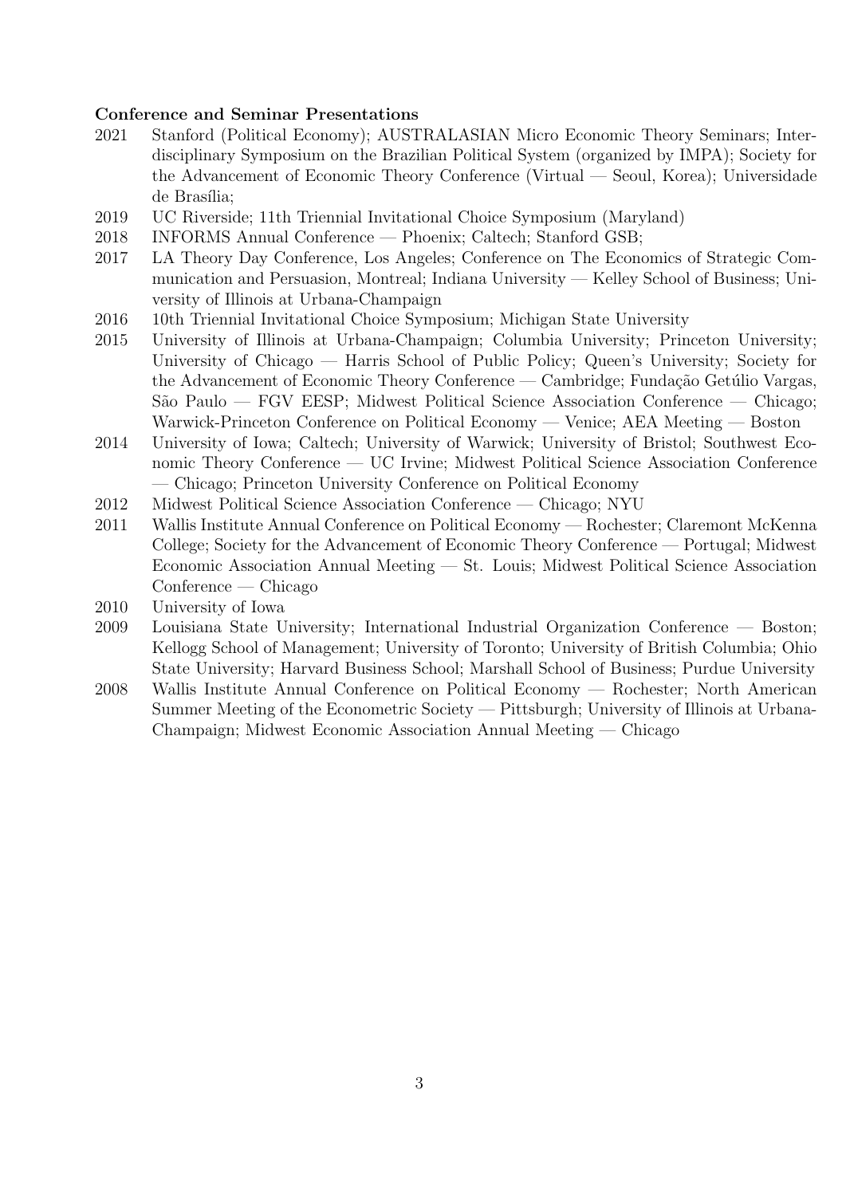**Conference and Seminar Presentations**

2021 Stanford (Political Economy); AUSTRALASIAN Micro Economic Theory Seminars; Interdisciplinary Symposium on the Brazilian Political System (organized by IMPA); Society for the Advancement of Economic Theory Conference (Virtual — Seoul, Korea); Universidade de Brasília;

2019 UC Riverside; 11th Triennial Invitational Choice Symposium (Maryland)

2018 INFORMS Annual Conference — Phoenix; Caltech; Stanford GSB;

2017 LA Theory Day Conference, Los Angeles; Conference on The Economics of Strategic Communication and Persuasion, Montreal; Indiana University — Kelley School of Business; University of Illinois at Urbana-Champaign

2016 10th Triennial Invitational Choice Symposium; Michigan State University

2015 University of Illinois at Urbana-Champaign; Columbia University; Princeton University; University of Chicago — Harris School of Public Policy; Queen's University; Society for the Advancement of Economic Theory Conference — Cambridge; Fundação Getúlio Vargas, São Paulo — FGV EESP; Midwest Political Science Association Conference — Chicago; Warwick-Princeton Conference on Political Economy — Venice; AEA Meeting — Boston

2014 University of Iowa; Caltech; University of Warwick; University of Bristol; Southwest Economic Theory Conference — UC Irvine; Midwest Political Science Association Conference — Chicago; Princeton University Conference on Political Economy

2012 Midwest Political Science Association Conference — Chicago; NYU

2011 Wallis Institute Annual Conference on Political Economy — Rochester; Claremont McKenna College; Society for the Advancement of Economic Theory Conference — Portugal; Midwest Economic Association Annual Meeting — St. Louis; Midwest Political Science Association Conference — Chicago

2010 University of Iowa

2009 Louisiana State University; International Industrial Organization Conference — Boston; Kellogg School of Management; University of Toronto; University of British Columbia; Ohio State University; Harvard Business School; Marshall School of Business; Purdue University

2008 Wallis Institute Annual Conference on Political Economy — Rochester; North American Summer Meeting of the Econometric Society — Pittsburgh; University of Illinois at Urbana-Champaign; Midwest Economic Association Annual Meeting — Chicago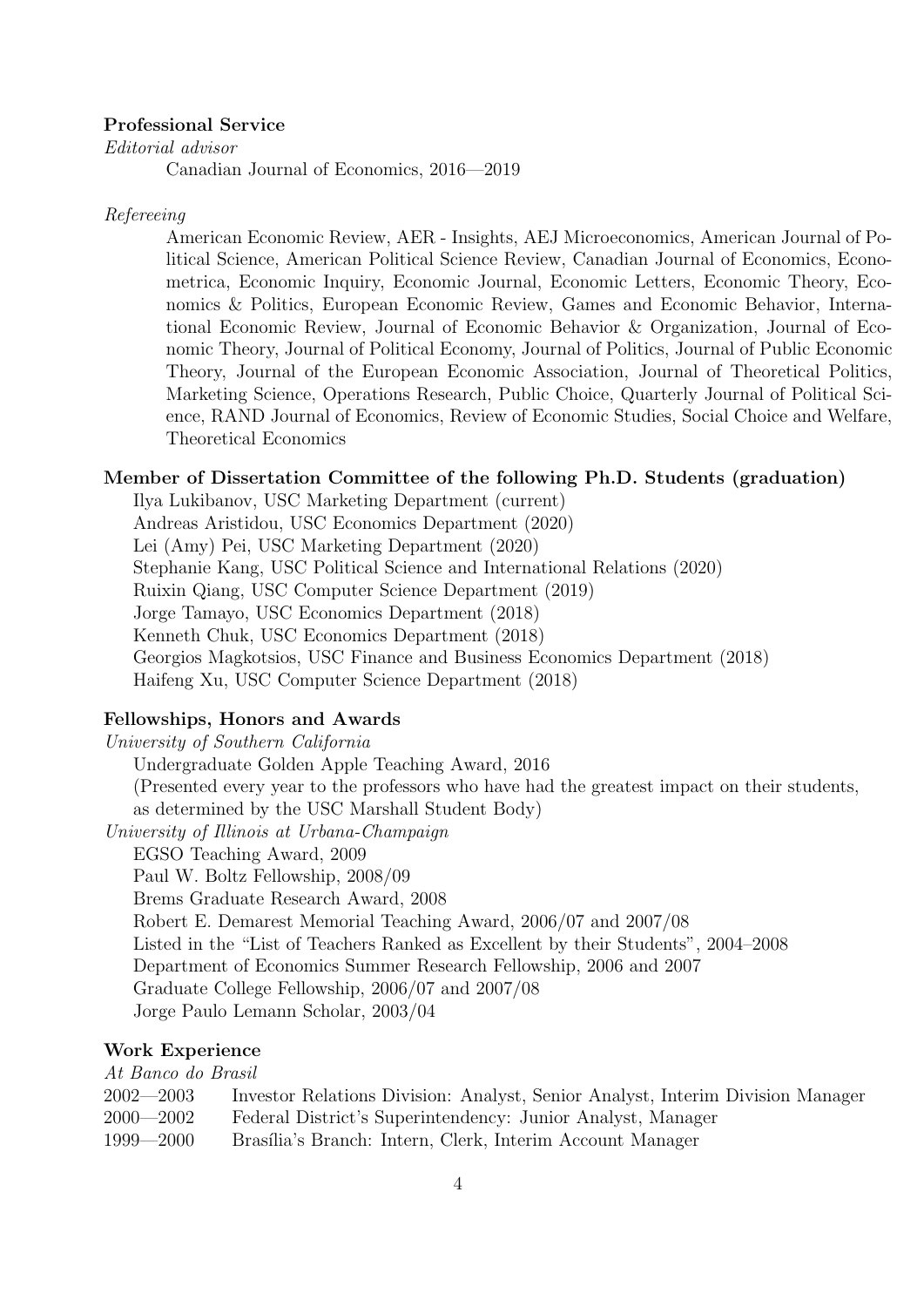## Professional Service

*Editorial advisor*

Canadian Journal of Economics, 2016—2019

*Refereeing*

American Economic Review, AER - Insights, AEJ Microeconomics, American Journal of Political Science, American Political Science Review, Canadian Journal of Economics, Econometrica, Economic Inquiry, Economic Journal, Economic Letters, Economic Theory, Economics & Politics, European Economic Review, Games and Economic Behavior, International Economic Review, Journal of Economic Behavior & Organization, Journal of Economic Theory, Journal of Political Economy, Journal of Politics, Journal of Public Economic Theory, Journal of the European Economic Association, Journal of Theoretical Politics, Marketing Science, Operations Research, Public Choice, Quarterly Journal of Political Science, RAND Journal of Economics, Review of Economic Studies, Social Choice and Welfare, Theoretical Economics

## Member of Dissertation Committee of the following Ph.D. Students (graduation)

Ilya Lukibanov, USC Marketing Department (current)
Andreas Aristidou, USC Economics Department (2020)
Lei (Amy) Pei, USC Marketing Department (2020)
Stephanie Kang, USC Political Science and International Relations (2020)
Ruixin Qiang, USC Computer Science Department (2019)
Jorge Tamayo, USC Economics Department (2018)
Kenneth Chuk, USC Economics Department (2018)
Georgios Magkotsios, USC Finance and Business Economics Department (2018)
Haifeng Xu, USC Computer Science Department (2018)

## Fellowships, Honors and Awards

*University of Southern California*

Undergraduate Golden Apple Teaching Award, 2016
(Presented every year to the professors who have had the greatest impact on their students, as determined by the USC Marshall Student Body)

*University of Illinois at Urbana-Champaign*

EGSO Teaching Award, 2009
Paul W. Boltz Fellowship, 2008/09
Brems Graduate Research Award, 2008
Robert E. Demarest Memorial Teaching Award, 2006/07 and 2007/08
Listed in the "List of Teachers Ranked as Excellent by their Students", 2004–2008
Department of Economics Summer Research Fellowship, 2006 and 2007
Graduate College Fellowship, 2006/07 and 2007/08
Jorge Paulo Lemann Scholar, 2003/04

## Work Experience

*At Banco do Brasil*

2002—2003 Investor Relations Division: Analyst, Senior Analyst, Interim Division Manager
2000—2002 Federal District's Superintendency: Junior Analyst, Manager
1999—2000 Brasília's Branch: Intern, Clerk, Interim Account Manager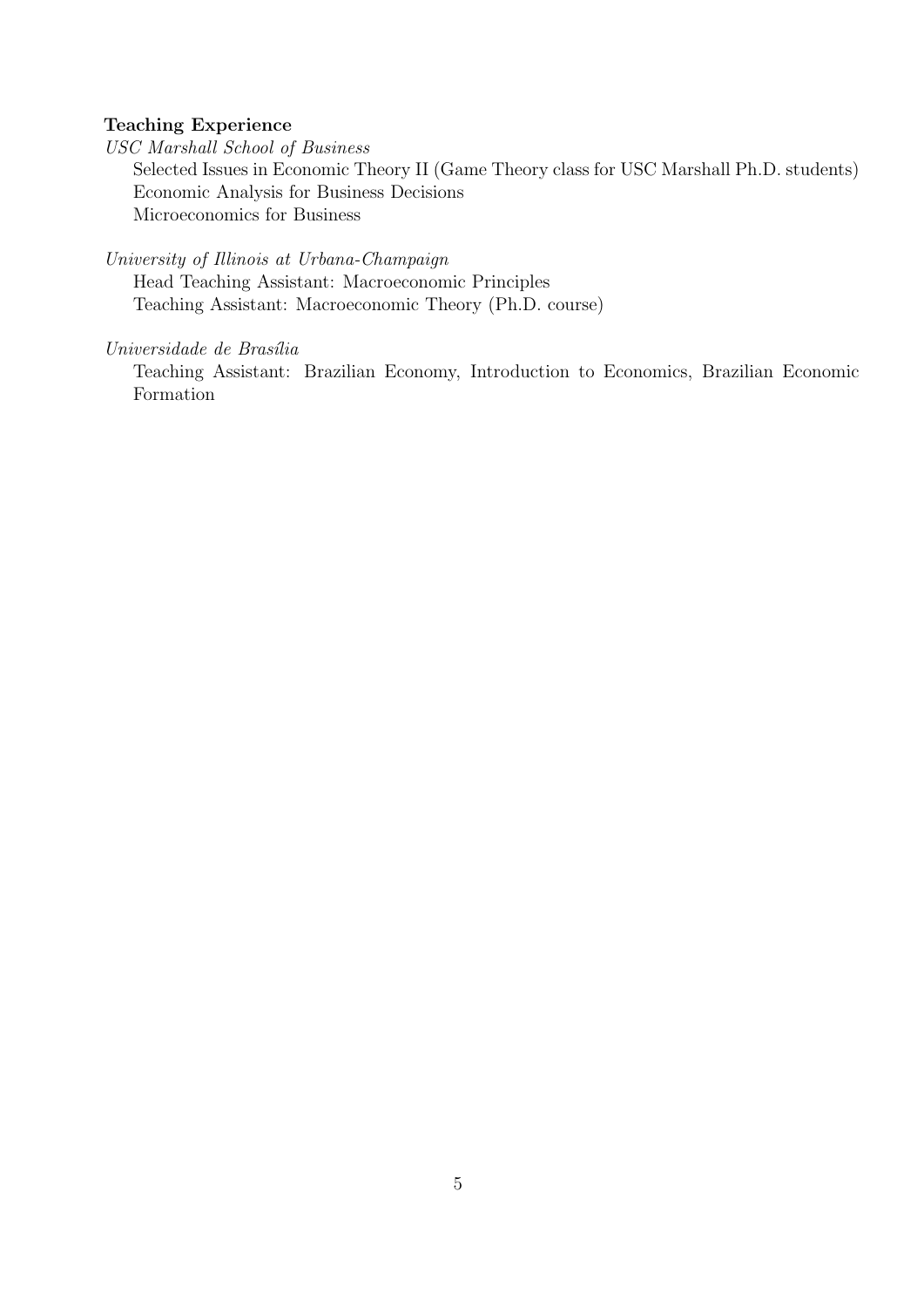**Teaching Experience**

*USC Marshall School of Business*

Selected Issues in Economic Theory II (Game Theory class for USC Marshall Ph.D. students)
Economic Analysis for Business Decisions
Microeconomics for Business

*University of Illinois at Urbana-Champaign*

Head Teaching Assistant: Macroeconomic Principles
Teaching Assistant: Macroeconomic Theory (Ph.D. course)

*Universidade de Brasília*

Teaching Assistant: Brazilian Economy, Introduction to Economics, Brazilian Economic Formation